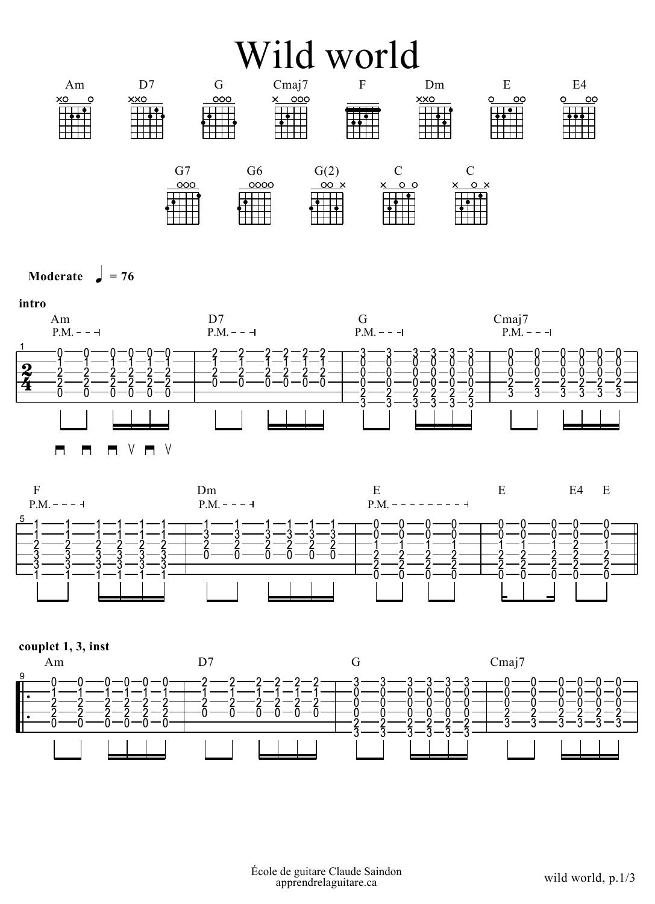# Wild world

Am · D7 · G · Cmaj7 · F · Dm · E · E4

G7 · G6 · G(2) · C · C

**Moderate** ♩ = 76

**intro**

Am · D7 · G · Cmaj7

F · Dm · E · E · E4 · E

**couplet 1, 3, inst**

Am · D7 · G · Cmaj7

École de guitare Claude Saindon
apprendrelaguitare.ca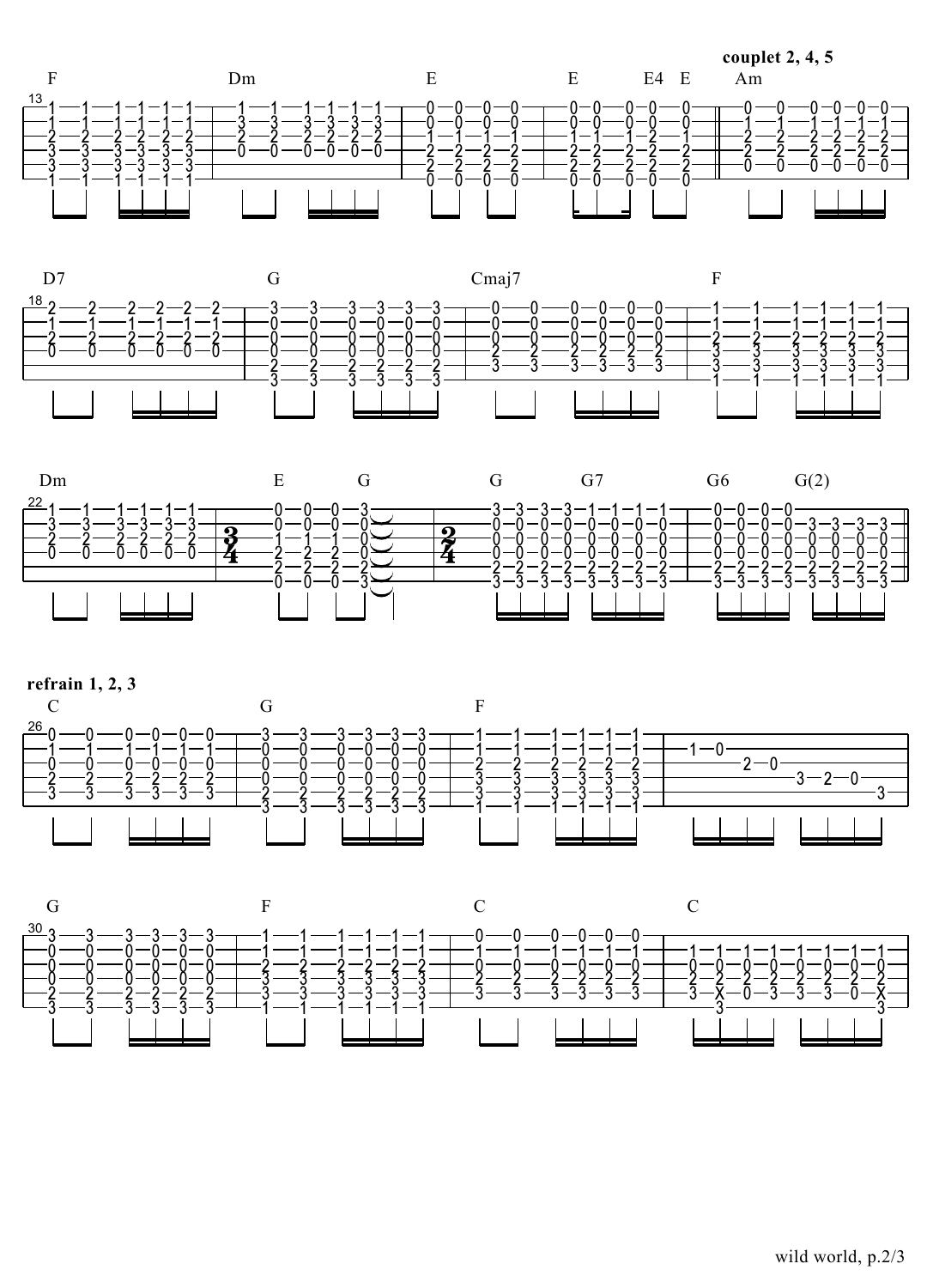**couplet 2, 4, 5**

F | Dm | E | E E4 E | Am

D7 | G | Cmaj7 | F

Dm | E G | G G7 | G6 G(2)

**refrain 1, 2, 3**

C | G | F |

G | F | C | C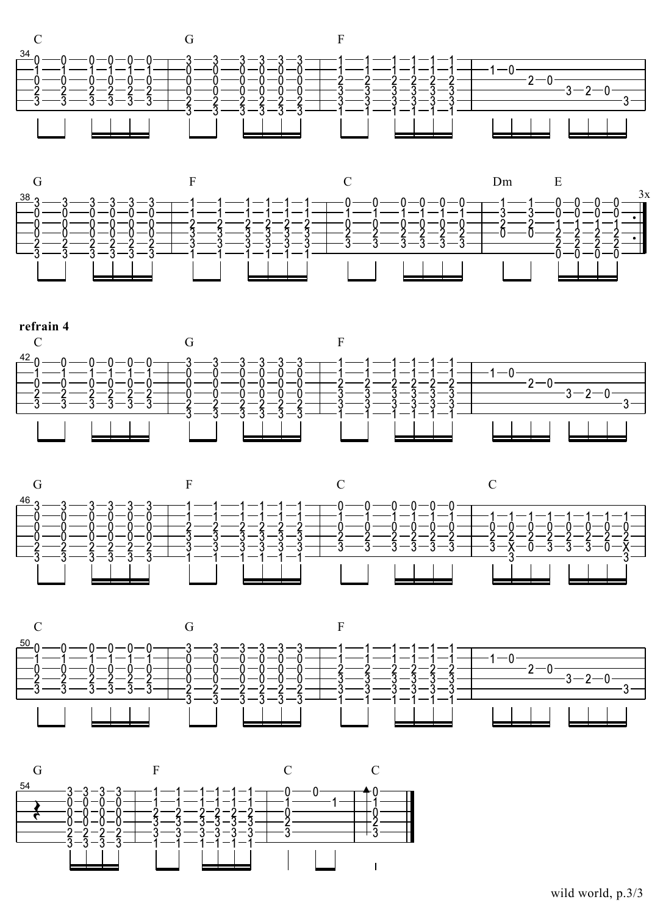C G F

G F C Dm E

3x

**refrain 4**

C G F

G F C C

C G F

G F C C